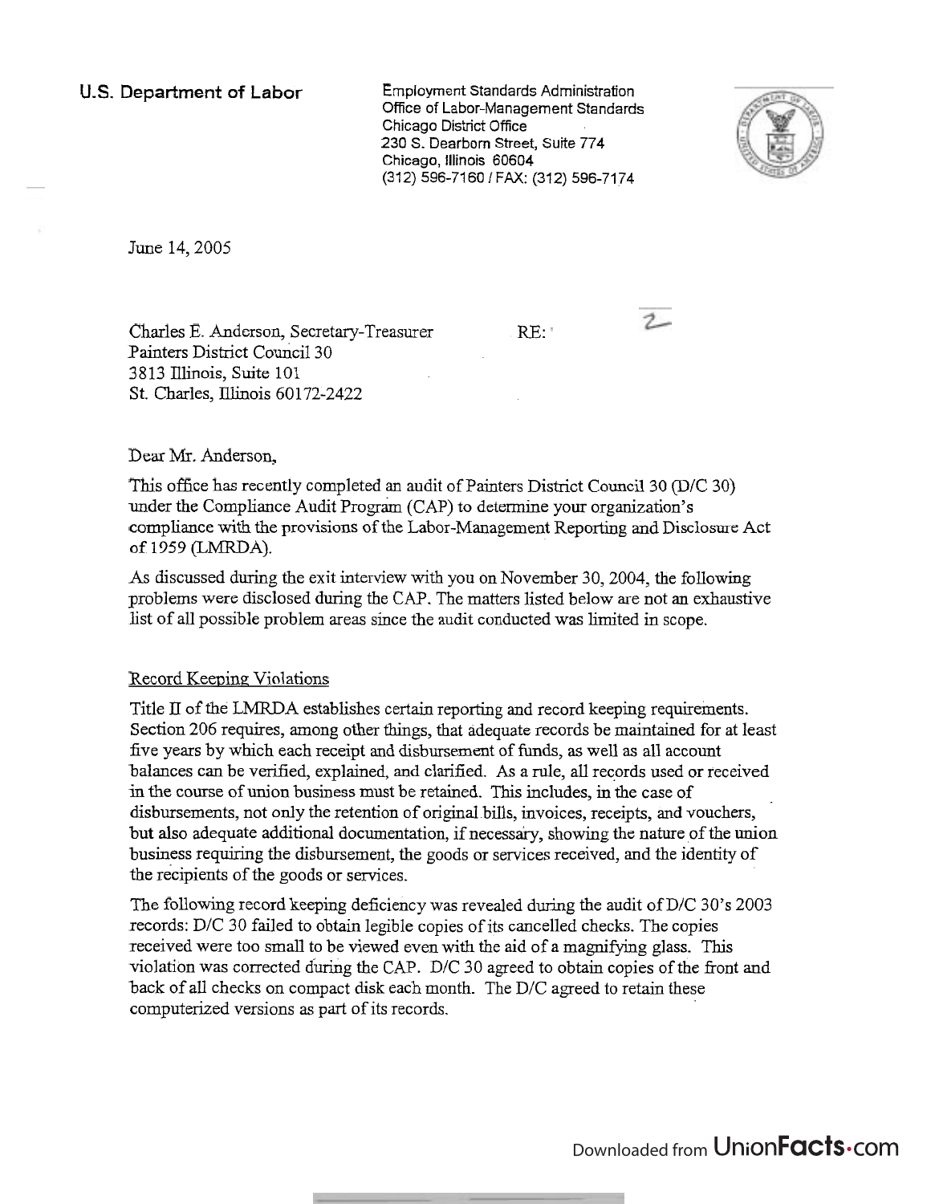**U.S. Department of Labor**

Employment Standards Administration
Office of Labor-Management Standards
Chicago District Office
230 S. Dearborn Street, Suite 774
Chicago, Illinois 60604
(312) 596-7160 / FAX: (312) 596-7174

June 14, 2005

Charles E. Anderson, Secretary-Treasurer
Painters District Council 30
3813 Illinois, Suite 101
St. Charles, Illinois 60172-2422

RE:

Dear Mr. Anderson,

This office has recently completed an audit of Painters District Council 30 (D/C 30) under the Compliance Audit Program (CAP) to determine your organization's compliance with the provisions of the Labor-Management Reporting and Disclosure Act of 1959 (LMRDA).

As discussed during the exit interview with you on November 30, 2004, the following problems were disclosed during the CAP. The matters listed below are not an exhaustive list of all possible problem areas since the audit conducted was limited in scope.

Record Keeping Violations

Title II of the LMRDA establishes certain reporting and record keeping requirements. Section 206 requires, among other things, that adequate records be maintained for at least five years by which each receipt and disbursement of funds, as well as all account balances can be verified, explained, and clarified. As a rule, all records used or received in the course of union business must be retained. This includes, in the case of disbursements, not only the retention of original bills, invoices, receipts, and vouchers, but also adequate additional documentation, if necessary, showing the nature of the union business requiring the disbursement, the goods or services received, and the identity of the recipients of the goods or services.

The following record keeping deficiency was revealed during the audit of D/C 30's 2003 records: D/C 30 failed to obtain legible copies of its cancelled checks. The copies received were too small to be viewed even with the aid of a magnifying glass. This violation was corrected during the CAP. D/C 30 agreed to obtain copies of the front and back of all checks on compact disk each month. The D/C agreed to retain these computerized versions as part of its records.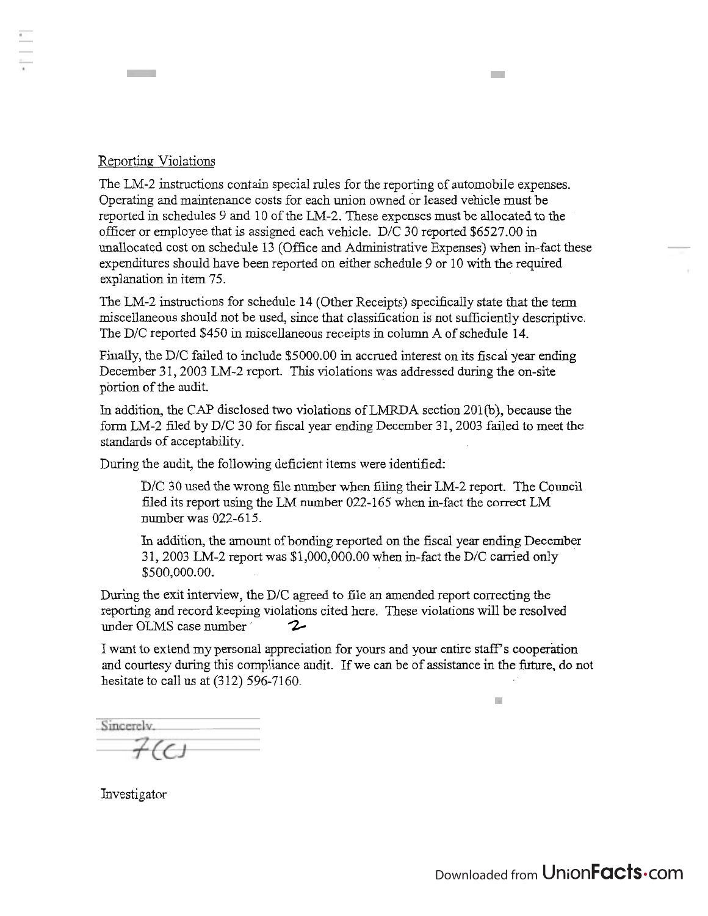Reporting Violations

The LM-2 instructions contain special rules for the reporting of automobile expenses. Operating and maintenance costs for each union owned or leased vehicle must be reported in schedules 9 and 10 of the LM-2. These expenses must be allocated to the officer or employee that is assigned each vehicle. D/C 30 reported $6527.00 in unallocated cost on schedule 13 (Office and Administrative Expenses) when in-fact these expenditures should have been reported on either schedule 9 or 10 with the required explanation in item 75.

The LM-2 instructions for schedule 14 (Other Receipts) specifically state that the term miscellaneous should not be used, since that classification is not sufficiently descriptive. The D/C reported $450 in miscellaneous receipts in column A of schedule 14.

Finally, the D/C failed to include $5000.00 in accrued interest on its fiscal year ending December 31, 2003 LM-2 report. This violations was addressed during the on-site portion of the audit.

In addition, the CAP disclosed two violations of LMRDA section 201(b), because the form LM-2 filed by D/C 30 for fiscal year ending December 31, 2003 failed to meet the standards of acceptability.

During the audit, the following deficient items were identified:

> D/C 30 used the wrong file number when filing their LM-2 report. The Council filed its report using the LM number 022-165 when in-fact the correct LM number was 022-615.
>
> In addition, the amount of bonding reported on the fiscal year ending December 31, 2003 LM-2 report was $1,000,000.00 when in-fact the D/C carried only $500,000.00.

During the exit interview, the D/C agreed to file an amended report correcting the reporting and record keeping violations cited here. These violations will be resolved under OLMS case number 2

I want to extend my personal appreciation for yours and your entire staff's cooperation and courtesy during this compliance audit. If we can be of assistance in the future, do not hesitate to call us at (312) 596-7160.

Sincerely,

7(C)

Investigator